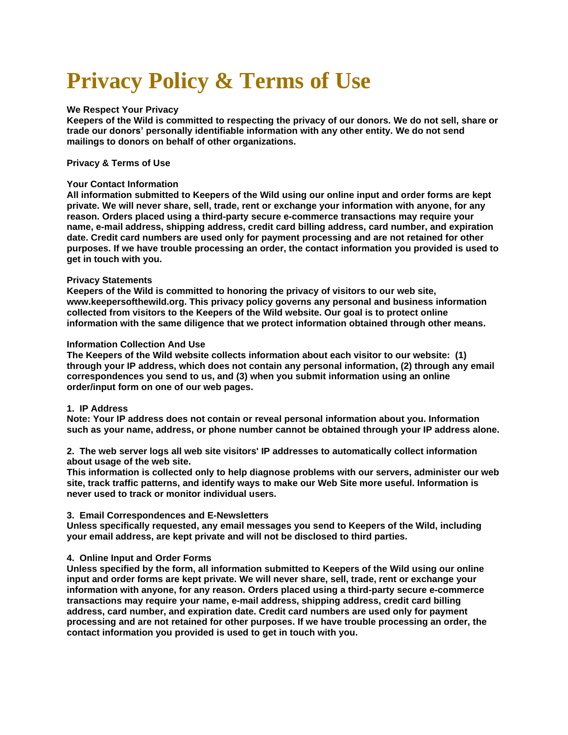# Privacy Policy & Terms of Use

**We Respect Your Privacy**
**Keepers of the Wild is committed to respecting the privacy of our donors. We do not sell, share or trade our donors' personally identifiable information with any other entity. We do not send mailings to donors on behalf of other organizations.**

**Privacy & Terms of Use**

**Your Contact Information**
**All information submitted to Keepers of the Wild using our online input and order forms are kept private. We will never share, sell, trade, rent or exchange your information with anyone, for any reason. Orders placed using a third-party secure e-commerce transactions may require your name, e-mail address, shipping address, credit card billing address, card number, and expiration date. Credit card numbers are used only for payment processing and are not retained for other purposes. If we have trouble processing an order, the contact information you provided is used to get in touch with you.**

**Privacy Statements**
**Keepers of the Wild is committed to honoring the privacy of visitors to our web site, www.keepersofthewild.org. This privacy policy governs any personal and business information collected from visitors to the Keepers of the Wild website. Our goal is to protect online information with the same diligence that we protect information obtained through other means.**

**Information Collection And Use**
**The Keepers of the Wild website collects information about each visitor to our website: (1) through your IP address, which does not contain any personal information, (2) through any email correspondences you send to us, and (3) when you submit information using an online order/input form on one of our web pages.**

**1. IP Address**
**Note: Your IP address does not contain or reveal personal information about you. Information such as your name, address, or phone number cannot be obtained through your IP address alone.**

**2. The web server logs all web site visitors' IP addresses to automatically collect information about usage of the web site.**
**This information is collected only to help diagnose problems with our servers, administer our web site, track traffic patterns, and identify ways to make our Web Site more useful. Information is never used to track or monitor individual users.**

**3. Email Correspondences and E-Newsletters**
**Unless specifically requested, any email messages you send to Keepers of the Wild, including your email address, are kept private and will not be disclosed to third parties.**

**4. Online Input and Order Forms**
**Unless specified by the form, all information submitted to Keepers of the Wild using our online input and order forms are kept private. We will never share, sell, trade, rent or exchange your information with anyone, for any reason. Orders placed using a third-party secure e-commerce transactions may require your name, e-mail address, shipping address, credit card billing address, card number, and expiration date. Credit card numbers are used only for payment processing and are not retained for other purposes. If we have trouble processing an order, the contact information you provided is used to get in touch with you.**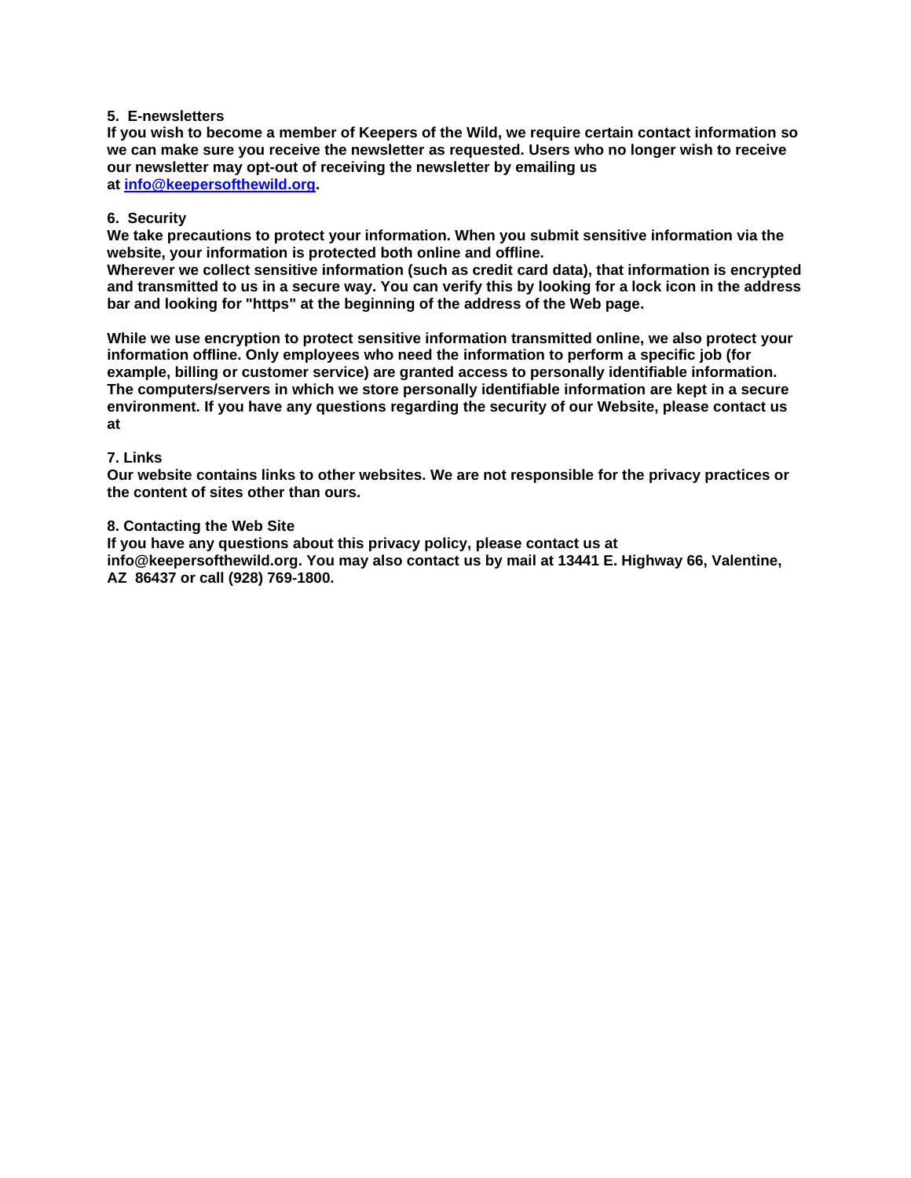**5. E-newsletters**
**If you wish to become a member of Keepers of the Wild, we require certain contact information so we can make sure you receive the newsletter as requested. Users who no longer wish to receive our newsletter may opt-out of receiving the newsletter by emailing us at [info@keepersofthewild.org](mailto:info@keepersofthewild.org).**

**6. Security**
**We take precautions to protect your information. When you submit sensitive information via the website, your information is protected both online and offline.**
**Wherever we collect sensitive information (such as credit card data), that information is encrypted and transmitted to us in a secure way. You can verify this by looking for a lock icon in the address bar and looking for "https" at the beginning of the address of the Web page.**

**While we use encryption to protect sensitive information transmitted online, we also protect your information offline. Only employees who need the information to perform a specific job (for example, billing or customer service) are granted access to personally identifiable information. The computers/servers in which we store personally identifiable information are kept in a secure environment. If you have any questions regarding the security of our Website, please contact us at**

**7. Links**
**Our website contains links to other websites. We are not responsible for the privacy practices or the content of sites other than ours.**

**8. Contacting the Web Site**
**If you have any questions about this privacy policy, please contact us at info@keepersofthewild.org. You may also contact us by mail at 13441 E. Highway 66, Valentine, AZ 86437 or call (928) 769-1800.**